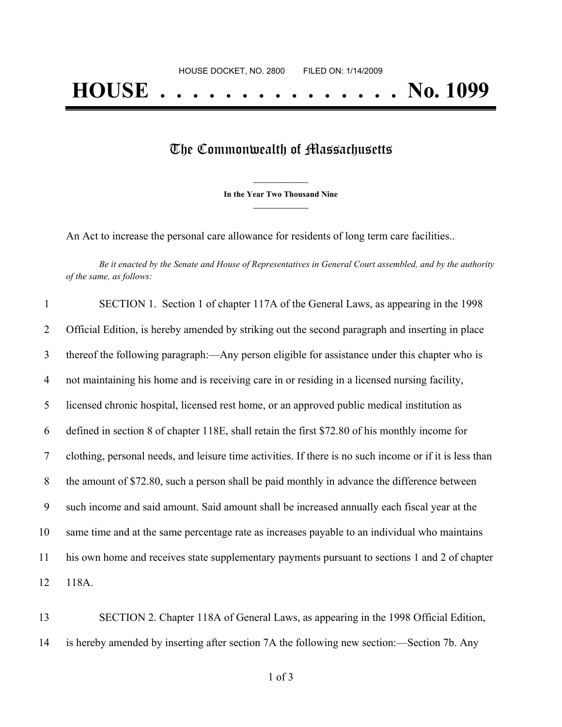HOUSE DOCKET, NO. 2800        FILED ON: 1/14/2009

# HOUSE . . . . . . . . . . . . . . . No. 1099

## The Commonwealth of Massachusetts

**In the Year Two Thousand Nine**

An Act to increase the personal care allowance for residents of long term care facilities..

*Be it enacted by the Senate and House of Representatives in General Court assembled, and by the authority of the same, as follows:*

SECTION 1. Section 1 of chapter 117A of the General Laws, as appearing in the 1998 Official Edition, is hereby amended by striking out the second paragraph and inserting in place thereof the following paragraph:—Any person eligible for assistance under this chapter who is not maintaining his home and is receiving care in or residing in a licensed nursing facility, licensed chronic hospital, licensed rest home, or an approved public medical institution as defined in section 8 of chapter 118E, shall retain the first $72.80 of his monthly income for clothing, personal needs, and leisure time activities. If there is no such income or if it is less than the amount of $72.80, such a person shall be paid monthly in advance the difference between such income and said amount. Said amount shall be increased annually each fiscal year at the same time and at the same percentage rate as increases payable to an individual who maintains his own home and receives state supplementary payments pursuant to sections 1 and 2 of chapter 118A.

SECTION 2. Chapter 118A of General Laws, as appearing in the 1998 Official Edition, is hereby amended by inserting after section 7A the following new section:—Section 7b. Any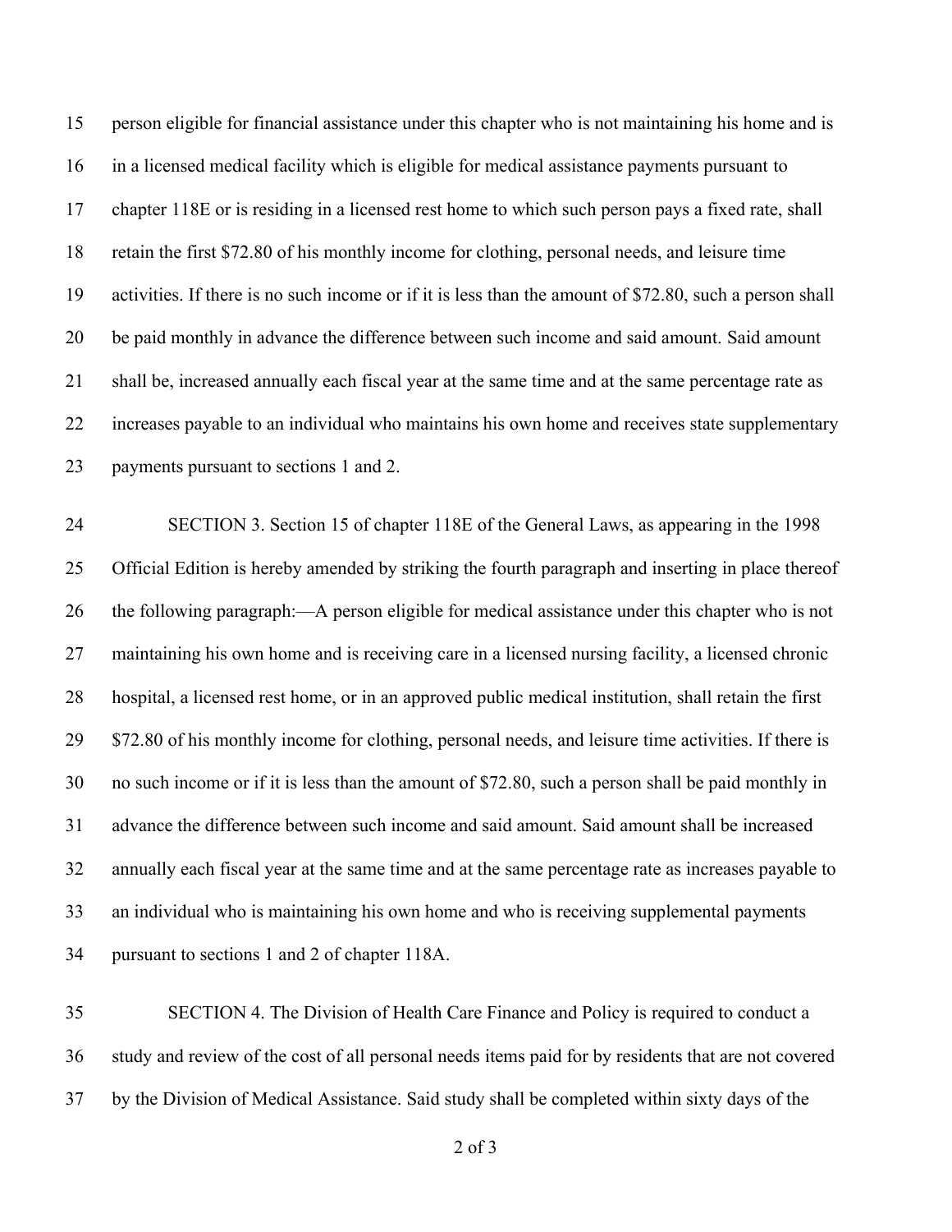person eligible for financial assistance under this chapter who is not maintaining his home and is in a licensed medical facility which is eligible for medical assistance payments pursuant to chapter 118E or is residing in a licensed rest home to which such person pays a fixed rate, shall retain the first $72.80 of his monthly income for clothing, personal needs, and leisure time activities. If there is no such income or if it is less than the amount of $72.80, such a person shall be paid monthly in advance the difference between such income and said amount. Said amount shall be, increased annually each fiscal year at the same time and at the same percentage rate as increases payable to an individual who maintains his own home and receives state supplementary payments pursuant to sections 1 and 2.

SECTION 3. Section 15 of chapter 118E of the General Laws, as appearing in the 1998 Official Edition is hereby amended by striking the fourth paragraph and inserting in place thereof the following paragraph:—A person eligible for medical assistance under this chapter who is not maintaining his own home and is receiving care in a licensed nursing facility, a licensed chronic hospital, a licensed rest home, or in an approved public medical institution, shall retain the first $72.80 of his monthly income for clothing, personal needs, and leisure time activities. If there is no such income or if it is less than the amount of $72.80, such a person shall be paid monthly in advance the difference between such income and said amount. Said amount shall be increased annually each fiscal year at the same time and at the same percentage rate as increases payable to an individual who is maintaining his own home and who is receiving supplemental payments pursuant to sections 1 and 2 of chapter 118A.

SECTION 4. The Division of Health Care Finance and Policy is required to conduct a study and review of the cost of all personal needs items paid for by residents that are not covered by the Division of Medical Assistance. Said study shall be completed within sixty days of the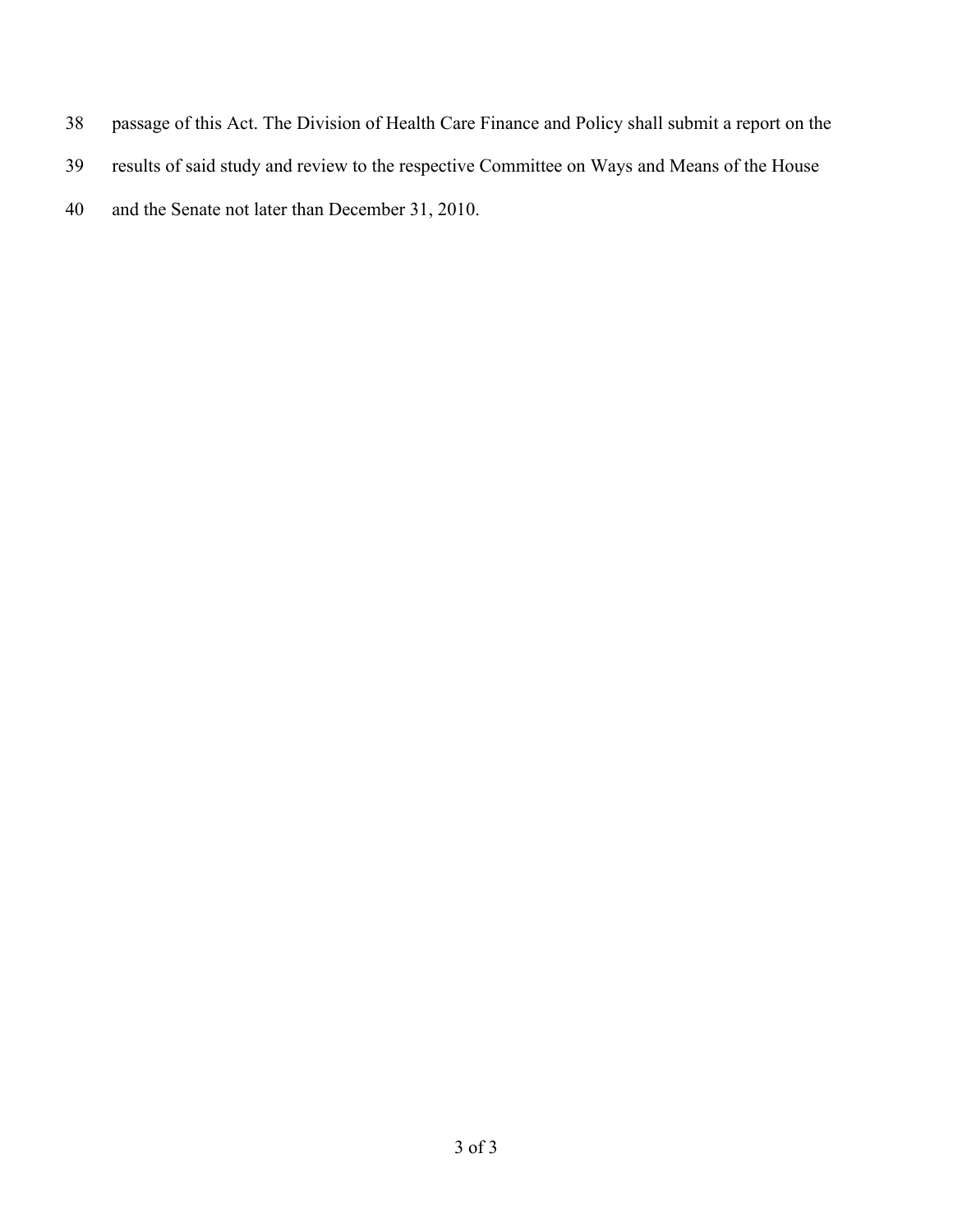38 passage of this Act. The Division of Health Care Finance and Policy shall submit a report on the

39 results of said study and review to the respective Committee on Ways and Means of the House

40 and the Senate not later than December 31, 2010.